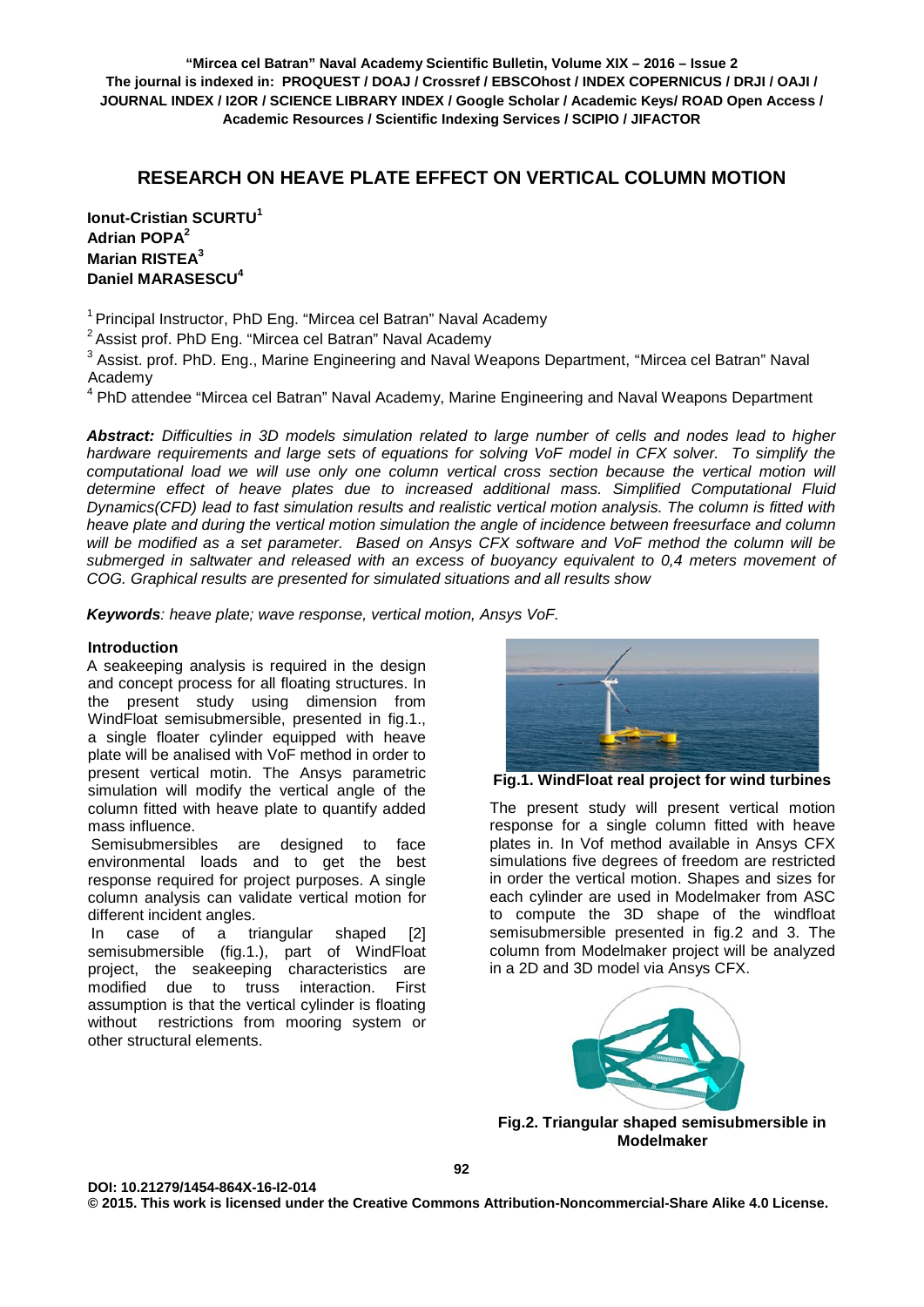# RESEARCH ON HEAVE PLATE EFFECT ON VERTICAL COLUMN MOTION

**Ionut-Cristian SCURTU[1]**
**Adrian POPA[2]**
**Marian RISTEA[3]**
**Daniel MARASESCU[4]**

[1] Principal Instructor, PhD Eng. "Mircea cel Batran" Naval Academy
[2] Assist prof. PhD Eng. "Mircea cel Batran" Naval Academy
[3] Assist. prof. PhD. Eng., Marine Engineering and Naval Weapons Department, "Mircea cel Batran" Naval Academy
[4] PhD attendee "Mircea cel Batran" Naval Academy, Marine Engineering and Naval Weapons Department

***Abstract:*** *Difficulties in 3D models simulation related to large number of cells and nodes lead to higher hardware requirements and large sets of equations for solving VoF model in CFX solver. To simplify the computational load we will use only one column vertical cross section because the vertical motion will determine effect of heave plates due to increased additional mass. Simplified Computational Fluid Dynamics(CFD) lead to fast simulation results and realistic vertical motion analysis. The column is fitted with heave plate and during the vertical motion simulation the angle of incidence between freesurface and column will be modified as a set parameter. Based on Ansys CFX software and VoF method the column will be submerged in saltwater and released with an excess of buoyancy equivalent to 0,4 meters movement of COG. Graphical results are presented for simulated situations and all results show*

***Keywords****: heave plate; wave response, vertical motion, Ansys VoF.*

## Introduction

A seakeeping analysis is required in the design and concept process for all floating structures. In the present study using dimension from WindFloat semisubmersible, presented in fig.1., a single floater cylinder equipped with heave plate will be analised with VoF method in order to present vertical motin. The Ansys parametric simulation will modify the vertical angle of the column fitted with heave plate to quantify added mass influence.

Semisubmersibles are designed to face environmental loads and to get the best response required for project purposes. A single column analysis can validate vertical motion for different incident angles.

In case of a triangular shaped [2] semisubmersible (fig.1.), part of WindFloat project, the seakeeping characteristics are modified due to truss interaction. First assumption is that the vertical cylinder is floating without restrictions from mooring system or other structural elements.

**Fig.1. WindFloat real project for wind turbines**

The present study will present vertical motion response for a single column fitted with heave plates in. In Vof method available in Ansys CFX simulations five degrees of freedom are restricted in order the vertical motion. Shapes and sizes for each cylinder are used in Modelmaker from ASC to compute the 3D shape of the windfloat semisubmersible presented in fig.2 and 3. The column from Modelmaker project will be analyzed in a 2D and 3D model via Ansys CFX.

**Fig.2. Triangular shaped semisubmersible in Modelmaker**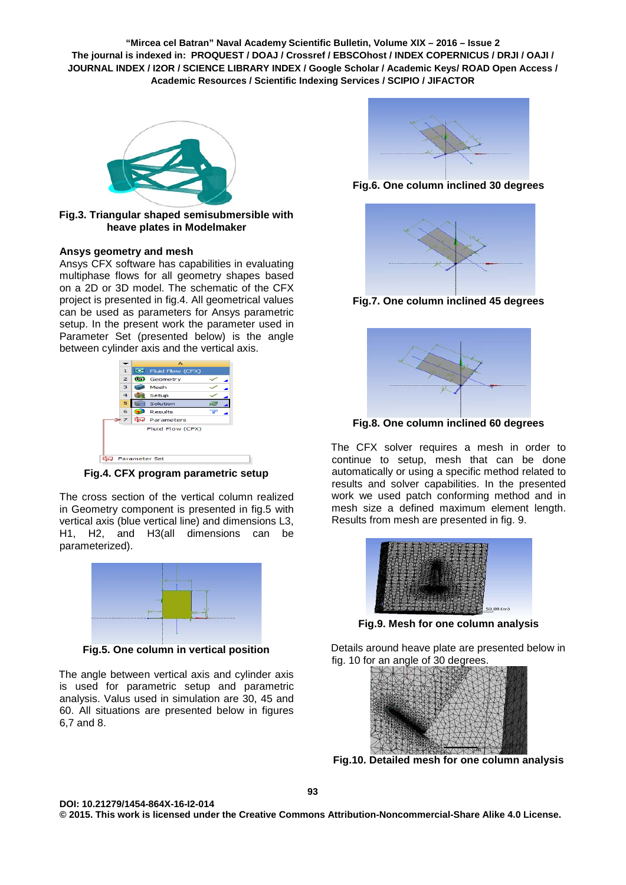Fig.3. Triangular shaped semisubmersible with heave plates in Modelmaker

### Ansys geometry and mesh

Ansys CFX software has capabilities in evaluating multiphase flows for all geometry shapes based on a 2D or 3D model. The schematic of the CFX project is presented in fig.4. All geometrical values can be used as parameters for Ansys parametric setup. In the present work the parameter used in Parameter Set (presented below) is the angle between cylinder axis and the vertical axis.

Fig.4. CFX program parametric setup

The cross section of the vertical column realized in Geometry component is presented in fig.5 with vertical axis (blue vertical line) and dimensions L3, H1, H2, and H3(all dimensions can be parameterized).

Fig.5. One column in vertical position

The angle between vertical axis and cylinder axis is used for parametric setup and parametric analysis. Valus used in simulation are 30, 45 and 60. All situations are presented below in figures 6,7 and 8.

Fig.6. One column inclined 30 degrees

Fig.7. One column inclined 45 degrees

Fig.8. One column inclined 60 degrees

The CFX solver requires a mesh in order to continue to setup, mesh that can be done automatically or using a specific method related to results and solver capabilities. In the presented work we used patch conforming method and in mesh size a defined maximum element length. Results from mesh are presented in fig. 9.

Fig.9. Mesh for one column analysis

Details around heave plate are presented below in fig. 10 for an angle of 30 degrees.

Fig.10. Detailed mesh for one column analysis

DOI: 10.21279/1454-864X-16-I2-014

© 2015. This work is licensed under the Creative Commons Attribution-Noncommercial-Share Alike 4.0 License.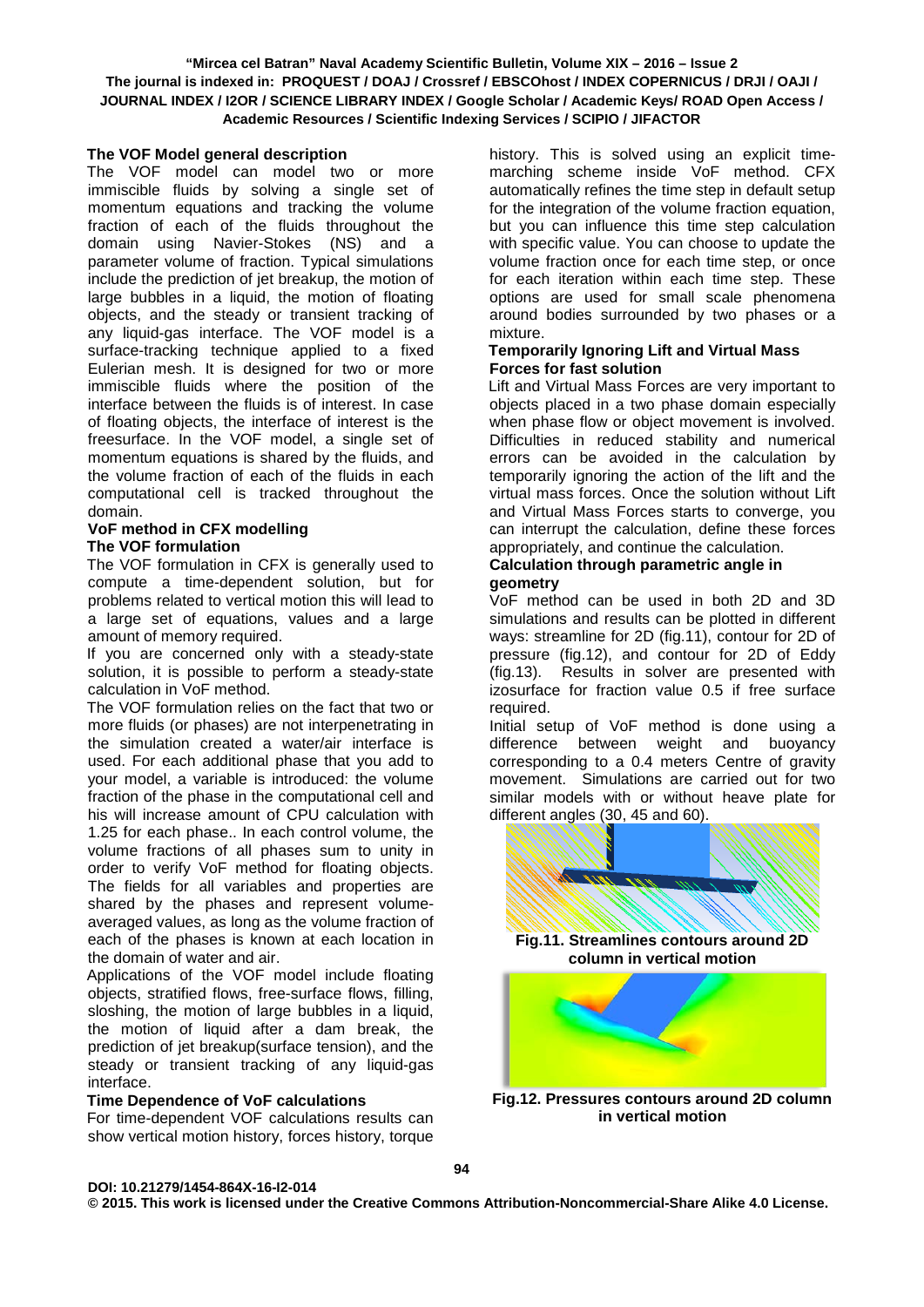### The VOF Model general description

The VOF model can model two or more immiscible fluids by solving a single set of momentum equations and tracking the volume fraction of each of the fluids throughout the domain using Navier-Stokes (NS) and a parameter volume of fraction. Typical simulations include the prediction of jet breakup, the motion of large bubbles in a liquid, the motion of floating objects, and the steady or transient tracking of any liquid-gas interface. The VOF model is a surface-tracking technique applied to a fixed Eulerian mesh. It is designed for two or more immiscible fluids where the position of the interface between the fluids is of interest. In case of floating objects, the interface of interest is the freesurface. In the VOF model, a single set of momentum equations is shared by the fluids, and the volume fraction of each of the fluids in each computational cell is tracked throughout the domain.

### VoF method in CFX modelling

### The VOF formulation

The VOF formulation in CFX is generally used to compute a time-dependent solution, but for problems related to vertical motion this will lead to a large set of equations, values and a large amount of memory required.

If you are concerned only with a steady-state solution, it is possible to perform a steady-state calculation in VoF method.

The VOF formulation relies on the fact that two or more fluids (or phases) are not interpenetrating in the simulation created a water/air interface is used. For each additional phase that you add to your model, a variable is introduced: the volume fraction of the phase in the computational cell and his will increase amount of CPU calculation with 1.25 for each phase.. In each control volume, the volume fractions of all phases sum to unity in order to verify VoF method for floating objects. The fields for all variables and properties are shared by the phases and represent volume-averaged values, as long as the volume fraction of each of the phases is known at each location in the domain of water and air.

Applications of the VOF model include floating objects, stratified flows, free-surface flows, filling, sloshing, the motion of large bubbles in a liquid, the motion of liquid after a dam break, the prediction of jet breakup(surface tension), and the steady or transient tracking of any liquid-gas interface.

### Time Dependence of VoF calculations

For time-dependent VOF calculations results can show vertical motion history, forces history, torque history. This is solved using an explicit time-marching scheme inside VoF method. CFX automatically refines the time step in default setup for the integration of the volume fraction equation, but you can influence this time step calculation with specific value. You can choose to update the volume fraction once for each time step, or once for each iteration within each time step. These options are used for small scale phenomena around bodies surrounded by two phases or a mixture.

### Temporarily Ignoring Lift and Virtual Mass Forces for fast solution

Lift and Virtual Mass Forces are very important to objects placed in a two phase domain especially when phase flow or object movement is involved. Difficulties in reduced stability and numerical errors can be avoided in the calculation by temporarily ignoring the action of the lift and the virtual mass forces. Once the solution without Lift and Virtual Mass Forces starts to converge, you can interrupt the calculation, define these forces appropriately, and continue the calculation.

### Calculation through parametric angle in geometry

VoF method can be used in both 2D and 3D simulations and results can be plotted in different ways: streamline for 2D (fig.11), contour for 2D of pressure (fig.12), and contour for 2D of Eddy (fig.13). Results in solver are presented with izosurface for fraction value 0.5 if free surface required.

Initial setup of VoF method is done using a difference between weight and buoyancy corresponding to a 0.4 meters Centre of gravity movement. Simulations are carried out for two similar models with or without heave plate for different angles (30, 45 and 60).

**Fig.11. Streamlines contours around 2D column in vertical motion**

**Fig.12. Pressures contours around 2D column in vertical motion**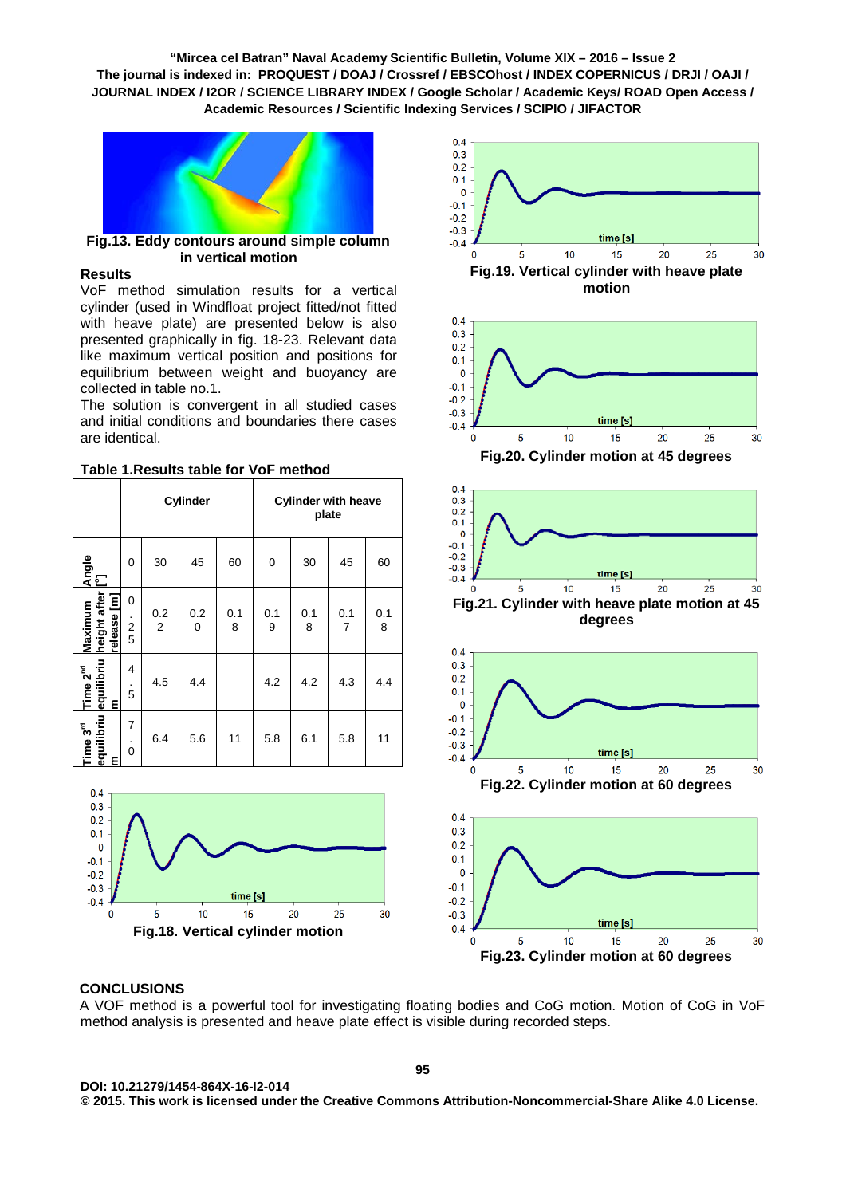Fig.13. Eddy contours around simple column in vertical motion

### Results

VoF method simulation results for a vertical cylinder (used in Windfloat project fitted/not fitted with heave plate) are presented below is also presented graphically in fig. 18-23. Relevant data like maximum vertical position and positions for equilibrium between weight and buoyancy are collected in table no.1.

The solution is convergent in all studied cases and initial conditions and boundaries there cases are identical.

**Table 1.Results table for VoF method**

| | Cylinder | | | | Cylinder with heave plate | | | |
|---|---|---|---|---|---|---|---|---|
| Angle [°] | 0 | 30 | 45 | 60 | 0 | 30 | 45 | 60 |
| Maximum height after release [m] | 0.25 | 0.22 | 0.20 | 0.18 | 0.19 | 0.18 | 0.17 | 0.18 |
| Time 2[nd] equilibrium | 4.5 | 4.5 | 4.4 | | 4.2 | 4.2 | 4.3 | 4.4 |
| Time 3[rd] equilibrium | 7.0 | 6.4 | 5.6 | 11 | 5.8 | 6.1 | 5.8 | 11 |

Fig.18. Vertical cylinder motion

Fig.19. Vertical cylinder with heave plate motion

Fig.20. Cylinder motion at 45 degrees

Fig.21. Cylinder with heave plate motion at 45 degrees

Fig.22. Cylinder motion at 60 degrees

Fig.23. Cylinder motion at 60 degrees

## CONCLUSIONS

A VOF method is a powerful tool for investigating floating bodies and CoG motion. Motion of CoG in VoF method analysis is presented and heave plate effect is visible during recorded steps.

DOI: 10.21279/1454-864X-16-I2-014
© 2015. This work is licensed under the Creative Commons Attribution-Noncommercial-Share Alike 4.0 License.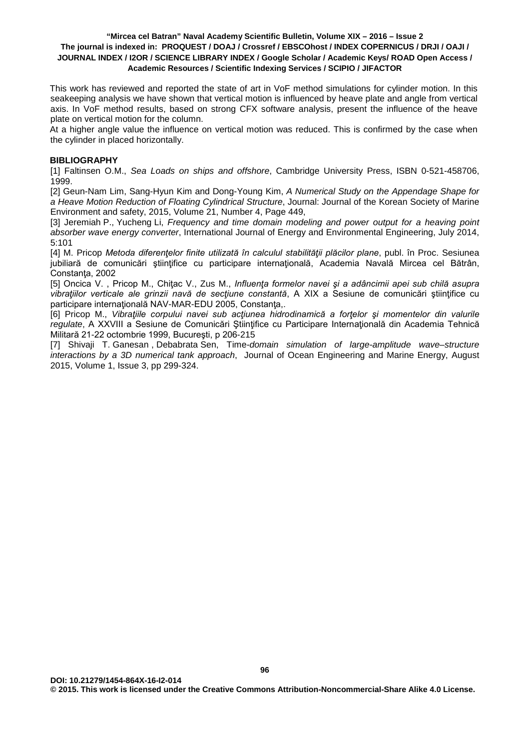This work has reviewed and reported the state of art in VoF method simulations for cylinder motion. In this seakeeping analysis we have shown that vertical motion is influenced by heave plate and angle from vertical axis. In VoF method results, based on strong CFX software analysis, present the influence of the heave plate on vertical motion for the column.

At a higher angle value the influence on vertical motion was reduced. This is confirmed by the case when the cylinder in placed horizontally.

## BIBLIOGRAPHY

[1] Faltinsen O.M., *Sea Loads on ships and offshore*, Cambridge University Press, ISBN 0-521-458706, 1999.

[2] Geun-Nam Lim, Sang-Hyun Kim and Dong-Young Kim, *A Numerical Study on the Appendage Shape for a Heave Motion Reduction of Floating Cylindrical Structure*, Journal: Journal of the Korean Society of Marine Environment and safety, 2015, Volume 21, Number 4, Page 449,

[3] Jeremiah P., Yucheng Li, *Frequency and time domain modeling and power output for a heaving point absorber wave energy converter*, International Journal of Energy and Environmental Engineering, July 2014, 5:101

[4] M. Pricop *Metoda diferenţelor finite utilizată în calculul stabilităţii plăcilor plane*, publ. în Proc. Sesiunea jubiliară de comunicări ştiinţifice cu participare internaţională, Academia Navală Mircea cel Bătrân, Constanţa, 2002

[5] Oncica V. , Pricop M., Chiţac V., Zus M., *Influenţa formelor navei şi a adâncimii apei sub chilă asupra vibraţiilor verticale ale grinzii navă de secţiune constantă*, A XIX a Sesiune de comunicări ştiinţifice cu participare internaţională NAV-MAR-EDU 2005, Constanţa,.

[6] Pricop M., *Vibraţiile corpului navei sub acţiunea hidrodinamică a forţelor şi momentelor din valurile regulate*, A XXVIII a Sesiune de Comunicări Ştiinţifice cu Participare Internaţională din Academia Tehnică Militară 21-22 octombrie 1999, Bucureşti, p 206-215

[7] Shivaji T. Ganesan , Debabrata Sen, Time-*domain simulation of large-amplitude wave–structure interactions by a 3D numerical tank approach*, Journal of Ocean Engineering and Marine Energy, August 2015, Volume 1, Issue 3, pp 299-324.